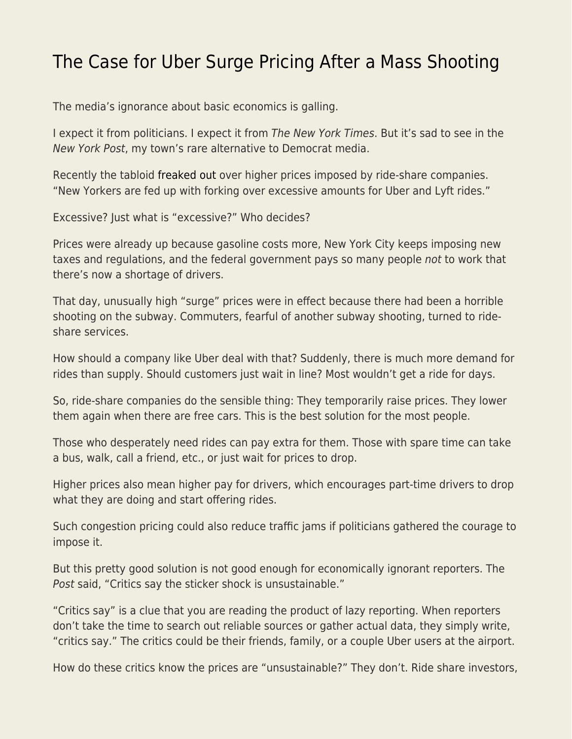# The Case for Uber Surge Pricing After a Mass Shooting

The media's ignorance about basic economics is galling.

I expect it from politicians. I expect it from *The New York Times*. But it's sad to see in the *New York Post*, my town's rare alternative to Democrat media.

Recently the tabloid freaked out over higher prices imposed by ride-share companies. "New Yorkers are fed up with forking over excessive amounts for Uber and Lyft rides."

Excessive? Just what is "excessive?" Who decides?

Prices were already up because gasoline costs more, New York City keeps imposing new taxes and regulations, and the federal government pays so many people *not* to work that there's now a shortage of drivers.

That day, unusually high "surge" prices were in effect because there had been a horrible shooting on the subway. Commuters, fearful of another subway shooting, turned to ride-share services.

How should a company like Uber deal with that? Suddenly, there is much more demand for rides than supply. Should customers just wait in line? Most wouldn't get a ride for days.

So, ride-share companies do the sensible thing: They temporarily raise prices. They lower them again when there are free cars. This is the best solution for the most people.

Those who desperately need rides can pay extra for them. Those with spare time can take a bus, walk, call a friend, etc., or just wait for prices to drop.

Higher prices also mean higher pay for drivers, which encourages part-time drivers to drop what they are doing and start offering rides.

Such congestion pricing could also reduce traffic jams if politicians gathered the courage to impose it.

But this pretty good solution is not good enough for economically ignorant reporters. The *Post* said, "Critics say the sticker shock is unsustainable."

"Critics say" is a clue that you are reading the product of lazy reporting. When reporters don't take the time to search out reliable sources or gather actual data, they simply write, "critics say." The critics could be their friends, family, or a couple Uber users at the airport.

How do these critics know the prices are "unsustainable?" They don't. Ride share investors,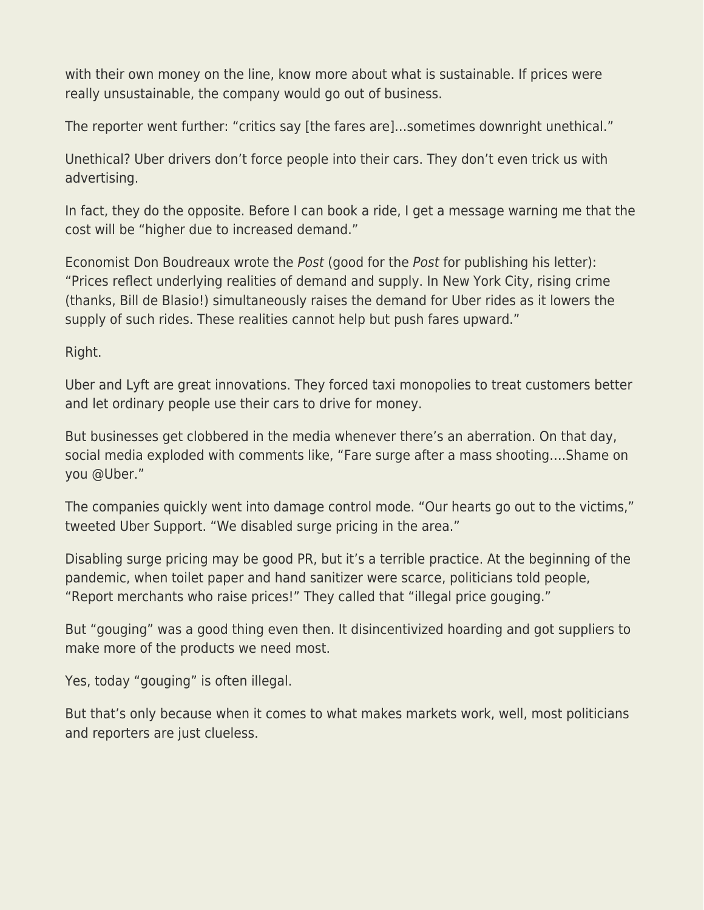with their own money on the line, know more about what is sustainable. If prices were really unsustainable, the company would go out of business.

The reporter went further: “critics say [the fares are]…sometimes downright unethical.”

Unethical? Uber drivers don’t force people into their cars. They don’t even trick us with advertising.

In fact, they do the opposite. Before I can book a ride, I get a message warning me that the cost will be “higher due to increased demand.”

Economist Don Boudreaux wrote the *Post* (good for the *Post* for publishing his letter): “Prices reflect underlying realities of demand and supply. In New York City, rising crime (thanks, Bill de Blasio!) simultaneously raises the demand for Uber rides as it lowers the supply of such rides. These realities cannot help but push fares upward.”

Right.

Uber and Lyft are great innovations. They forced taxi monopolies to treat customers better and let ordinary people use their cars to drive for money.

But businesses get clobbered in the media whenever there’s an aberration. On that day, social media exploded with comments like, “Fare surge after a mass shooting….Shame on you @Uber.”

The companies quickly went into damage control mode. “Our hearts go out to the victims,” tweeted Uber Support. “We disabled surge pricing in the area.”

Disabling surge pricing may be good PR, but it’s a terrible practice. At the beginning of the pandemic, when toilet paper and hand sanitizer were scarce, politicians told people, “Report merchants who raise prices!” They called that “illegal price gouging.”

But “gouging” was a good thing even then. It disincentivized hoarding and got suppliers to make more of the products we need most.

Yes, today “gouging” is often illegal.

But that’s only because when it comes to what makes markets work, well, most politicians and reporters are just clueless.